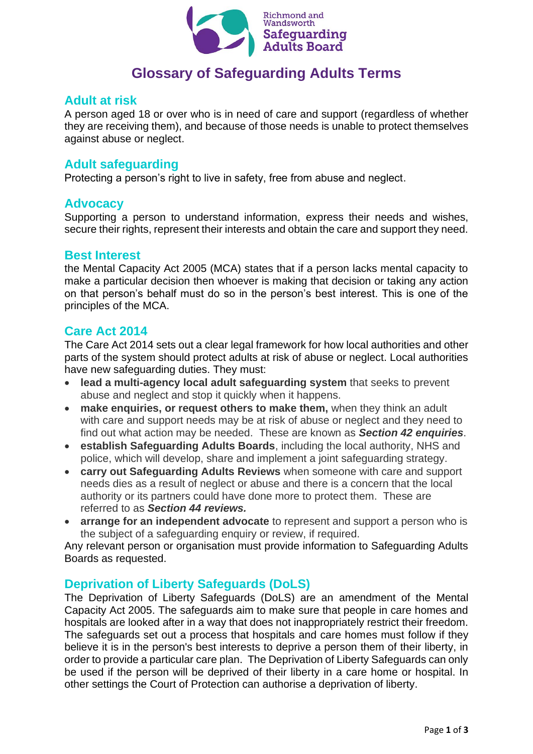Richmond and Wandsworth
Safeguarding Adults Board

# Glossary of Safeguarding Adults Terms

## Adult at risk

A person aged 18 or over who is in need of care and support (regardless of whether they are receiving them), and because of those needs is unable to protect themselves against abuse or neglect.

## Adult safeguarding

Protecting a person's right to live in safety, free from abuse and neglect.

## Advocacy

Supporting a person to understand information, express their needs and wishes, secure their rights, represent their interests and obtain the care and support they need.

## Best Interest

the Mental Capacity Act 2005 (MCA) states that if a person lacks mental capacity to make a particular decision then whoever is making that decision or taking any action on that person's behalf must do so in the person's best interest. This is one of the principles of the MCA.

## Care Act 2014

The Care Act 2014 sets out a clear legal framework for how local authorities and other parts of the system should protect adults at risk of abuse or neglect. Local authorities have new safeguarding duties. They must:

- **lead a multi-agency local adult safeguarding system** that seeks to prevent abuse and neglect and stop it quickly when it happens.
- **make enquiries, or request others to make them,** when they think an adult with care and support needs may be at risk of abuse or neglect and they need to find out what action may be needed. These are known as ***Section 42 enquiries***.
- **establish Safeguarding Adults Boards**, including the local authority, NHS and police, which will develop, share and implement a joint safeguarding strategy.
- **carry out Safeguarding Adults Reviews** when someone with care and support needs dies as a result of neglect or abuse and there is a concern that the local authority or its partners could have done more to protect them. These are referred to as ***Section 44 reviews.***
- **arrange for an independent advocate** to represent and support a person who is the subject of a safeguarding enquiry or review, if required.

Any relevant person or organisation must provide information to Safeguarding Adults Boards as requested.

## Deprivation of Liberty Safeguards (DoLS)

The Deprivation of Liberty Safeguards (DoLS) are an amendment of the Mental Capacity Act 2005. The safeguards aim to make sure that people in care homes and hospitals are looked after in a way that does not inappropriately restrict their freedom. The safeguards set out a process that hospitals and care homes must follow if they believe it is in the person's best interests to deprive a person them of their liberty, in order to provide a particular care plan. The Deprivation of Liberty Safeguards can only be used if the person will be deprived of their liberty in a care home or hospital. In other settings the Court of Protection can authorise a deprivation of liberty.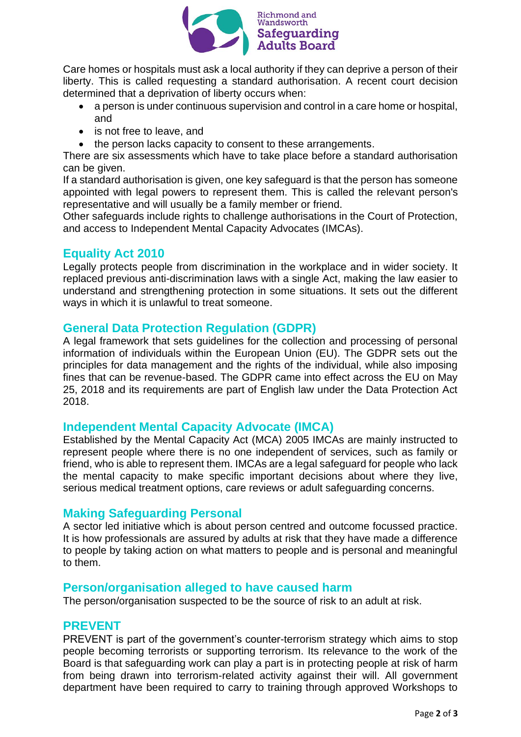Care homes or hospitals must ask a local authority if they can deprive a person of their liberty. This is called requesting a standard authorisation. A recent court decision determined that a deprivation of liberty occurs when:

- a person is under continuous supervision and control in a care home or hospital, and
- is not free to leave, and
- the person lacks capacity to consent to these arrangements.

There are six assessments which have to take place before a standard authorisation can be given.

If a standard authorisation is given, one key safeguard is that the person has someone appointed with legal powers to represent them. This is called the relevant person's representative and will usually be a family member or friend.

Other safeguards include rights to challenge authorisations in the Court of Protection, and access to Independent Mental Capacity Advocates (IMCAs).

## Equality Act 2010

Legally protects people from discrimination in the workplace and in wider society. It replaced previous anti-discrimination laws with a single Act, making the law easier to understand and strengthening protection in some situations. It sets out the different ways in which it is unlawful to treat someone.

## General Data Protection Regulation (GDPR)

A legal framework that sets guidelines for the collection and processing of personal information of individuals within the European Union (EU). The GDPR sets out the principles for data management and the rights of the individual, while also imposing fines that can be revenue-based. The GDPR came into effect across the EU on May 25, 2018 and its requirements are part of English law under the Data Protection Act 2018.

## Independent Mental Capacity Advocate (IMCA)

Established by the Mental Capacity Act (MCA) 2005 IMCAs are mainly instructed to represent people where there is no one independent of services, such as family or friend, who is able to represent them. IMCAs are a legal safeguard for people who lack the mental capacity to make specific important decisions about where they live, serious medical treatment options, care reviews or adult safeguarding concerns.

## Making Safeguarding Personal

A sector led initiative which is about person centred and outcome focussed practice. It is how professionals are assured by adults at risk that they have made a difference to people by taking action on what matters to people and is personal and meaningful to them.

## Person/organisation alleged to have caused harm

The person/organisation suspected to be the source of risk to an adult at risk.

## PREVENT

PREVENT is part of the government's counter-terrorism strategy which aims to stop people becoming terrorists or supporting terrorism. Its relevance to the work of the Board is that safeguarding work can play a part is in protecting people at risk of harm from being drawn into terrorism-related activity against their will. All government department have been required to carry to training through approved Workshops to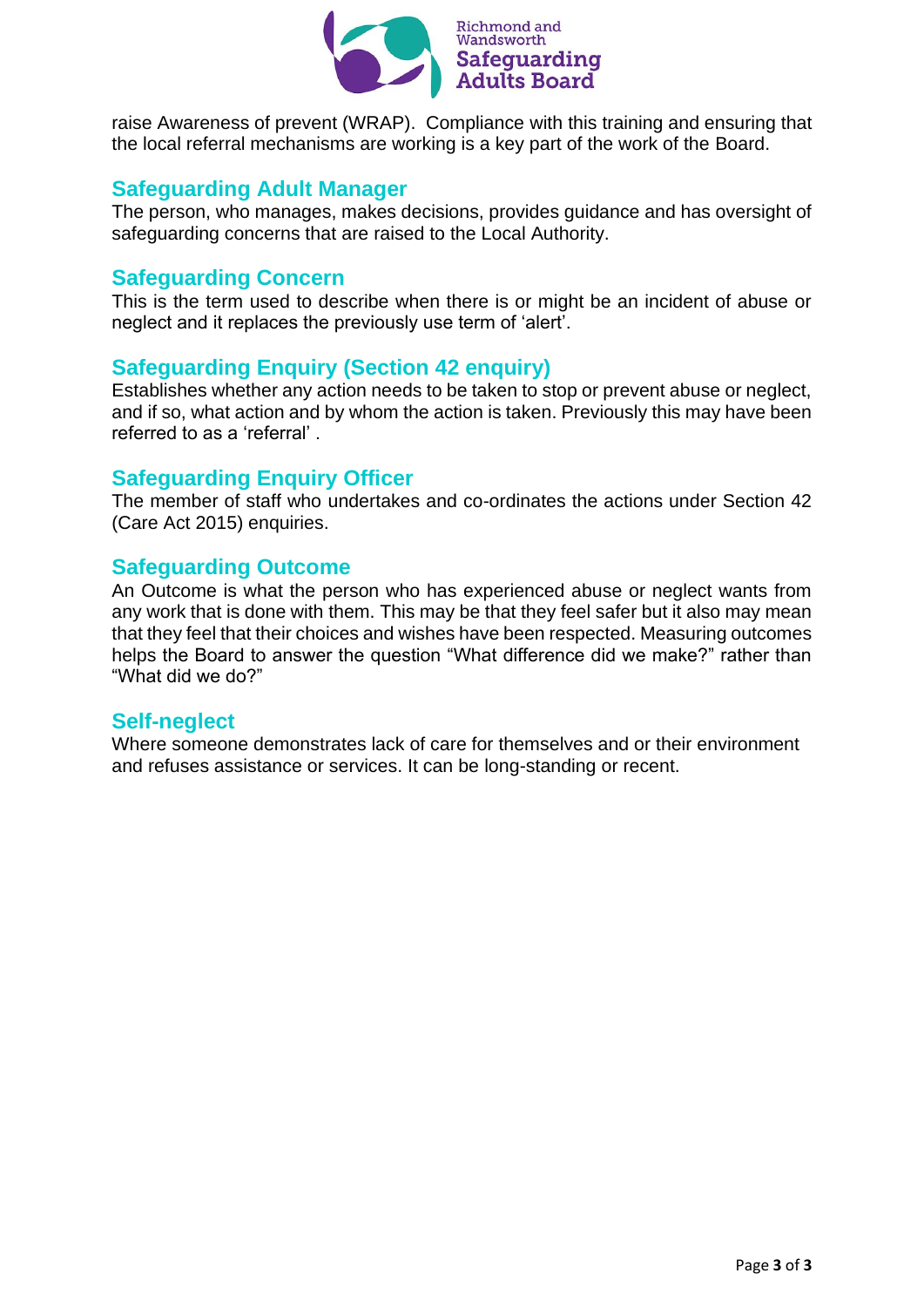raise Awareness of prevent (WRAP). Compliance with this training and ensuring that the local referral mechanisms are working is a key part of the work of the Board.

## Safeguarding Adult Manager

The person, who manages, makes decisions, provides guidance and has oversight of safeguarding concerns that are raised to the Local Authority.

## Safeguarding Concern

This is the term used to describe when there is or might be an incident of abuse or neglect and it replaces the previously use term of 'alert'.

## Safeguarding Enquiry (Section 42 enquiry)

Establishes whether any action needs to be taken to stop or prevent abuse or neglect, and if so, what action and by whom the action is taken. Previously this may have been referred to as a 'referral' .

## Safeguarding Enquiry Officer

The member of staff who undertakes and co-ordinates the actions under Section 42 (Care Act 2015) enquiries.

## Safeguarding Outcome

An Outcome is what the person who has experienced abuse or neglect wants from any work that is done with them. This may be that they feel safer but it also may mean that they feel that their choices and wishes have been respected. Measuring outcomes helps the Board to answer the question "What difference did we make?" rather than "What did we do?"

## Self-neglect

Where someone demonstrates lack of care for themselves and or their environment and refuses assistance or services. It can be long-standing or recent.